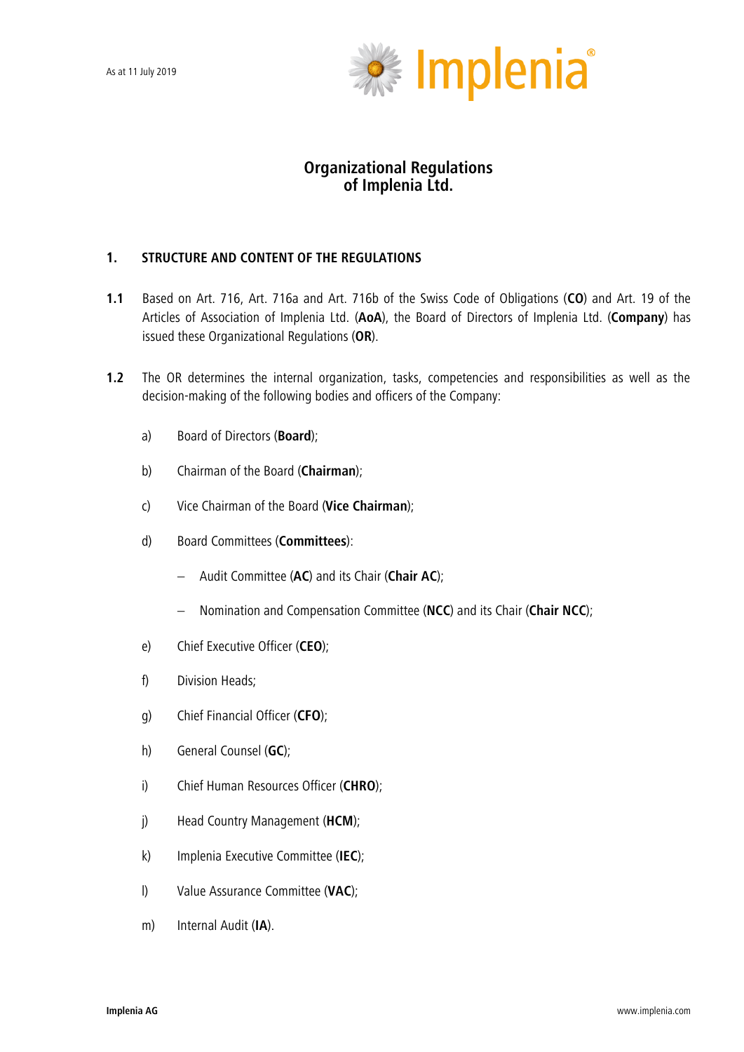As at 11 July 2019

# Organizational Regulations of Implenia Ltd.

## 1. STRUCTURE AND CONTENT OF THE REGULATIONS

**1.1** Based on Art. 716, Art. 716a and Art. 716b of the Swiss Code of Obligations (**CO**) and Art. 19 of the Articles of Association of Implenia Ltd. (**AoA**), the Board of Directors of Implenia Ltd. (**Company**) has issued these Organizational Regulations (**OR**).

**1.2** The OR determines the internal organization, tasks, competencies and responsibilities as well as the decision-making of the following bodies and officers of the Company:

a) Board of Directors (**Board**);

b) Chairman of the Board (**Chairman**);

c) Vice Chairman of the Board (**Vice Chairman**);

d) Board Committees (**Committees**):

- Audit Committee (**AC**) and its Chair (**Chair AC**);
- Nomination and Compensation Committee (**NCC**) and its Chair (**Chair NCC**);

e) Chief Executive Officer (**CEO**);

f) Division Heads;

g) Chief Financial Officer (**CFO**);

h) General Counsel (**GC**);

i) Chief Human Resources Officer (**CHRO**);

j) Head Country Management (**HCM**);

k) Implenia Executive Committee (**IEC**);

l) Value Assurance Committee (**VAC**);

m) Internal Audit (**IA**).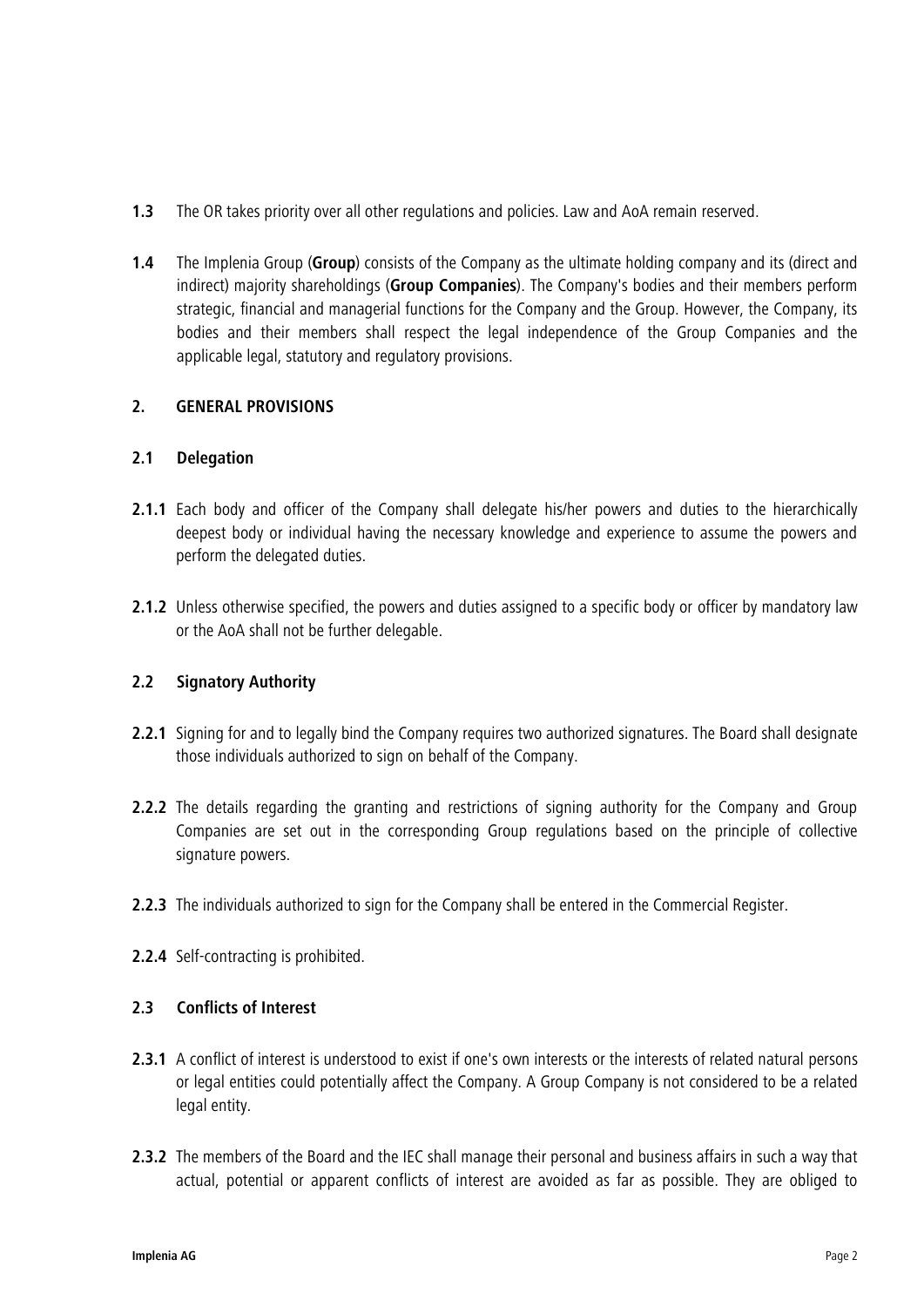**1.3** The OR takes priority over all other regulations and policies. Law and AoA remain reserved.

**1.4** The Implenia Group (**Group**) consists of the Company as the ultimate holding company and its (direct and indirect) majority shareholdings (**Group Companies**). The Company's bodies and their members perform strategic, financial and managerial functions for the Company and the Group. However, the Company, its bodies and their members shall respect the legal independence of the Group Companies and the applicable legal, statutory and regulatory provisions.

## 2. GENERAL PROVISIONS

### 2.1 Delegation

**2.1.1** Each body and officer of the Company shall delegate his/her powers and duties to the hierarchically deepest body or individual having the necessary knowledge and experience to assume the powers and perform the delegated duties.

**2.1.2** Unless otherwise specified, the powers and duties assigned to a specific body or officer by mandatory law or the AoA shall not be further delegable.

### 2.2 Signatory Authority

**2.2.1** Signing for and to legally bind the Company requires two authorized signatures. The Board shall designate those individuals authorized to sign on behalf of the Company.

**2.2.2** The details regarding the granting and restrictions of signing authority for the Company and Group Companies are set out in the corresponding Group regulations based on the principle of collective signature powers.

**2.2.3** The individuals authorized to sign for the Company shall be entered in the Commercial Register.

**2.2.4** Self-contracting is prohibited.

### 2.3 Conflicts of Interest

**2.3.1** A conflict of interest is understood to exist if one's own interests or the interests of related natural persons or legal entities could potentially affect the Company. A Group Company is not considered to be a related legal entity.

**2.3.2** The members of the Board and the IEC shall manage their personal and business affairs in such a way that actual, potential or apparent conflicts of interest are avoided as far as possible. They are obliged to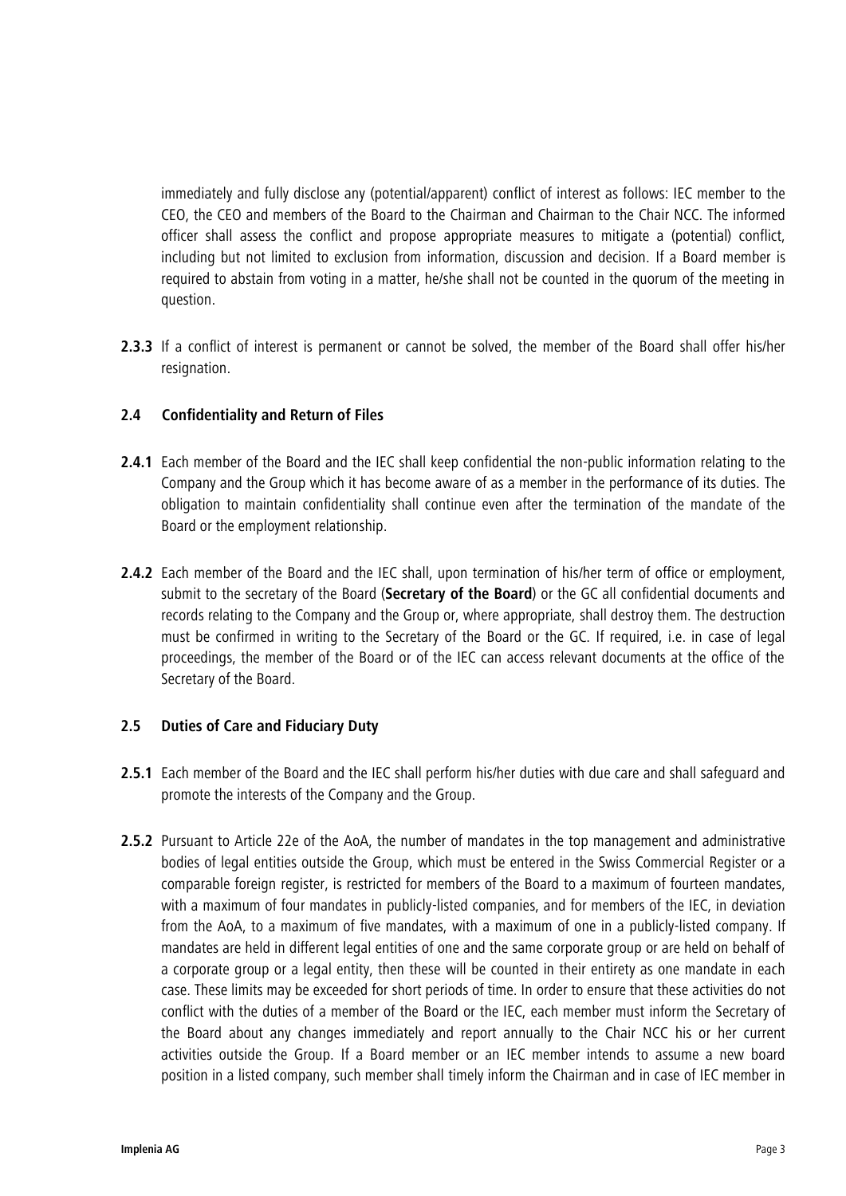immediately and fully disclose any (potential/apparent) conflict of interest as follows: IEC member to the CEO, the CEO and members of the Board to the Chairman and Chairman to the Chair NCC. The informed officer shall assess the conflict and propose appropriate measures to mitigate a (potential) conflict, including but not limited to exclusion from information, discussion and decision. If a Board member is required to abstain from voting in a matter, he/she shall not be counted in the quorum of the meeting in question.

**2.3.3** If a conflict of interest is permanent or cannot be solved, the member of the Board shall offer his/her resignation.

### 2.4 Confidentiality and Return of Files

**2.4.1** Each member of the Board and the IEC shall keep confidential the non-public information relating to the Company and the Group which it has become aware of as a member in the performance of its duties. The obligation to maintain confidentiality shall continue even after the termination of the mandate of the Board or the employment relationship.

**2.4.2** Each member of the Board and the IEC shall, upon termination of his/her term of office or employment, submit to the secretary of the Board (**Secretary of the Board**) or the GC all confidential documents and records relating to the Company and the Group or, where appropriate, shall destroy them. The destruction must be confirmed in writing to the Secretary of the Board or the GC. If required, i.e. in case of legal proceedings, the member of the Board or of the IEC can access relevant documents at the office of the Secretary of the Board.

### 2.5 Duties of Care and Fiduciary Duty

**2.5.1** Each member of the Board and the IEC shall perform his/her duties with due care and shall safeguard and promote the interests of the Company and the Group.

**2.5.2** Pursuant to Article 22e of the AoA, the number of mandates in the top management and administrative bodies of legal entities outside the Group, which must be entered in the Swiss Commercial Register or a comparable foreign register, is restricted for members of the Board to a maximum of fourteen mandates, with a maximum of four mandates in publicly-listed companies, and for members of the IEC, in deviation from the AoA, to a maximum of five mandates, with a maximum of one in a publicly-listed company. If mandates are held in different legal entities of one and the same corporate group or are held on behalf of a corporate group or a legal entity, then these will be counted in their entirety as one mandate in each case. These limits may be exceeded for short periods of time. In order to ensure that these activities do not conflict with the duties of a member of the Board or the IEC, each member must inform the Secretary of the Board about any changes immediately and report annually to the Chair NCC his or her current activities outside the Group. If a Board member or an IEC member intends to assume a new board position in a listed company, such member shall timely inform the Chairman and in case of IEC member in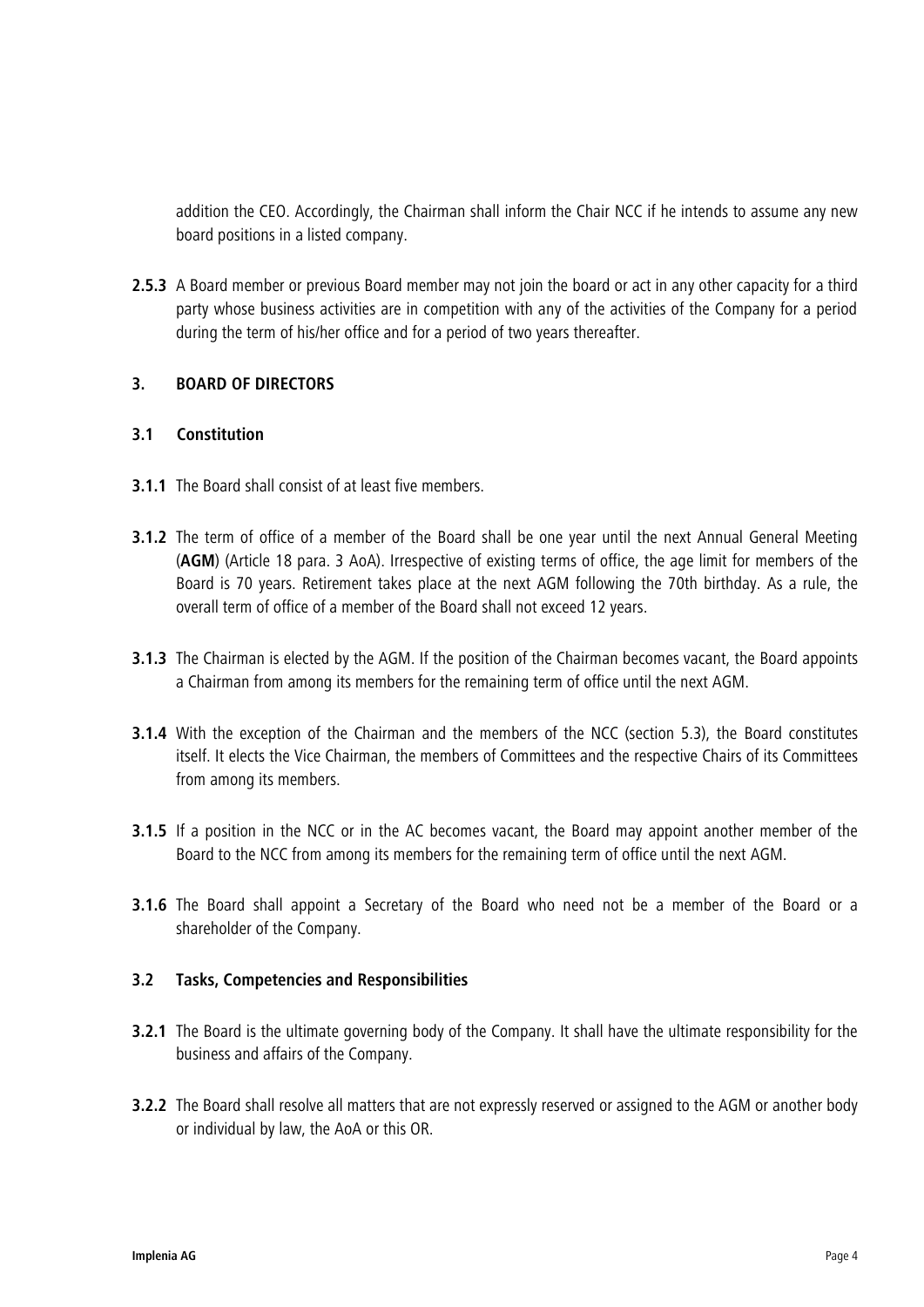addition the CEO. Accordingly, the Chairman shall inform the Chair NCC if he intends to assume any new board positions in a listed company.

**2.5.3** A Board member or previous Board member may not join the board or act in any other capacity for a third party whose business activities are in competition with any of the activities of the Company for a period during the term of his/her office and for a period of two years thereafter.

## 3. BOARD OF DIRECTORS

### 3.1 Constitution

**3.1.1** The Board shall consist of at least five members.

**3.1.2** The term of office of a member of the Board shall be one year until the next Annual General Meeting (**AGM**) (Article 18 para. 3 AoA). Irrespective of existing terms of office, the age limit for members of the Board is 70 years. Retirement takes place at the next AGM following the 70th birthday. As a rule, the overall term of office of a member of the Board shall not exceed 12 years.

**3.1.3** The Chairman is elected by the AGM. If the position of the Chairman becomes vacant, the Board appoints a Chairman from among its members for the remaining term of office until the next AGM.

**3.1.4** With the exception of the Chairman and the members of the NCC (section 5.3), the Board constitutes itself. It elects the Vice Chairman, the members of Committees and the respective Chairs of its Committees from among its members.

**3.1.5** If a position in the NCC or in the AC becomes vacant, the Board may appoint another member of the Board to the NCC from among its members for the remaining term of office until the next AGM.

**3.1.6** The Board shall appoint a Secretary of the Board who need not be a member of the Board or a shareholder of the Company.

### 3.2 Tasks, Competencies and Responsibilities

**3.2.1** The Board is the ultimate governing body of the Company. It shall have the ultimate responsibility for the business and affairs of the Company.

**3.2.2** The Board shall resolve all matters that are not expressly reserved or assigned to the AGM or another body or individual by law, the AoA or this OR.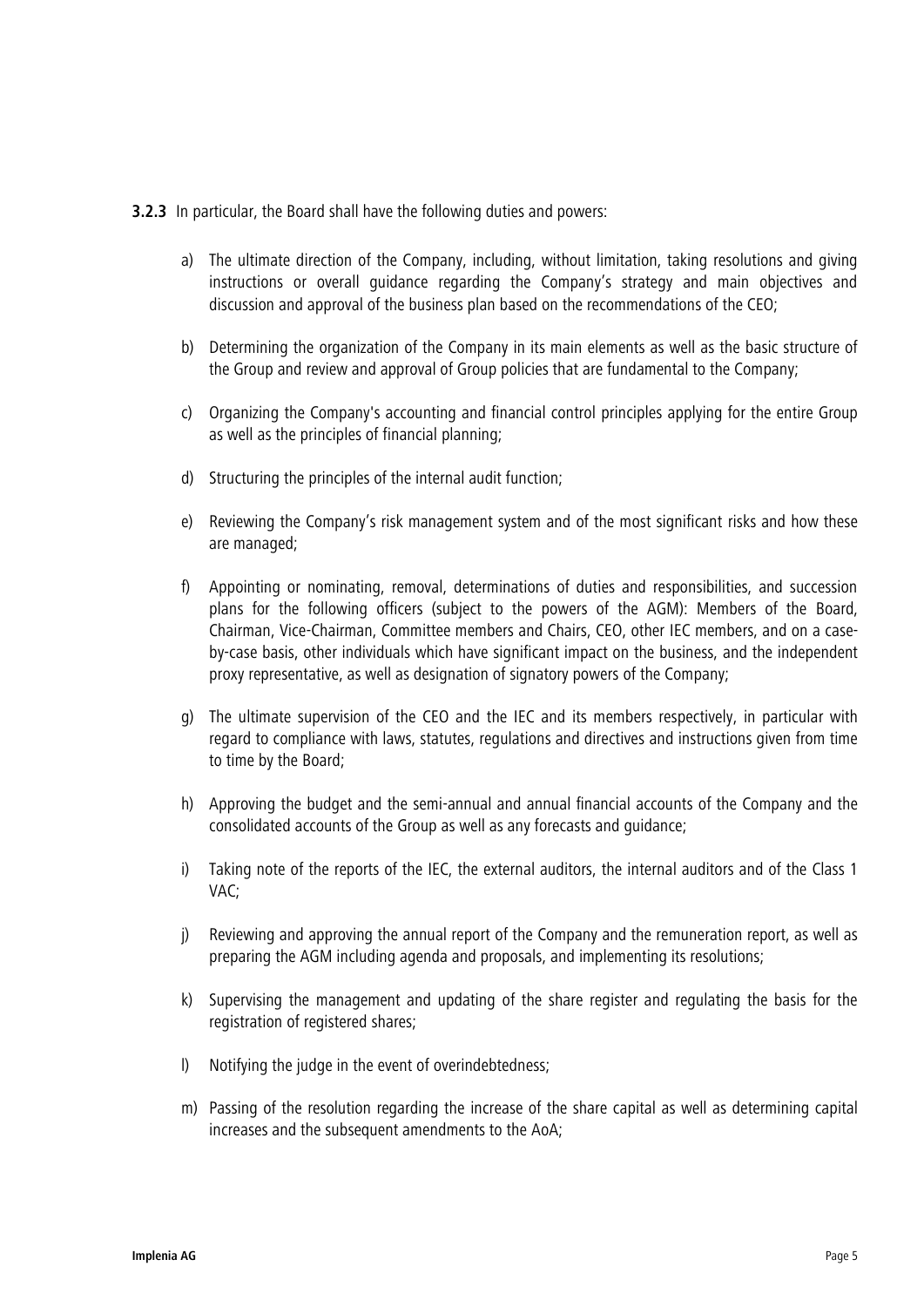**3.2.3** In particular, the Board shall have the following duties and powers:

a) The ultimate direction of the Company, including, without limitation, taking resolutions and giving instructions or overall guidance regarding the Company's strategy and main objectives and discussion and approval of the business plan based on the recommendations of the CEO;

b) Determining the organization of the Company in its main elements as well as the basic structure of the Group and review and approval of Group policies that are fundamental to the Company;

c) Organizing the Company's accounting and financial control principles applying for the entire Group as well as the principles of financial planning;

d) Structuring the principles of the internal audit function;

e) Reviewing the Company's risk management system and of the most significant risks and how these are managed;

f) Appointing or nominating, removal, determinations of duties and responsibilities, and succession plans for the following officers (subject to the powers of the AGM): Members of the Board, Chairman, Vice-Chairman, Committee members and Chairs, CEO, other IEC members, and on a case-by-case basis, other individuals which have significant impact on the business, and the independent proxy representative, as well as designation of signatory powers of the Company;

g) The ultimate supervision of the CEO and the IEC and its members respectively, in particular with regard to compliance with laws, statutes, regulations and directives and instructions given from time to time by the Board;

h) Approving the budget and the semi-annual and annual financial accounts of the Company and the consolidated accounts of the Group as well as any forecasts and guidance;

i) Taking note of the reports of the IEC, the external auditors, the internal auditors and of the Class 1 VAC;

j) Reviewing and approving the annual report of the Company and the remuneration report, as well as preparing the AGM including agenda and proposals, and implementing its resolutions;

k) Supervising the management and updating of the share register and regulating the basis for the registration of registered shares;

l) Notifying the judge in the event of overindebtedness;

m) Passing of the resolution regarding the increase of the share capital as well as determining capital increases and the subsequent amendments to the AoA;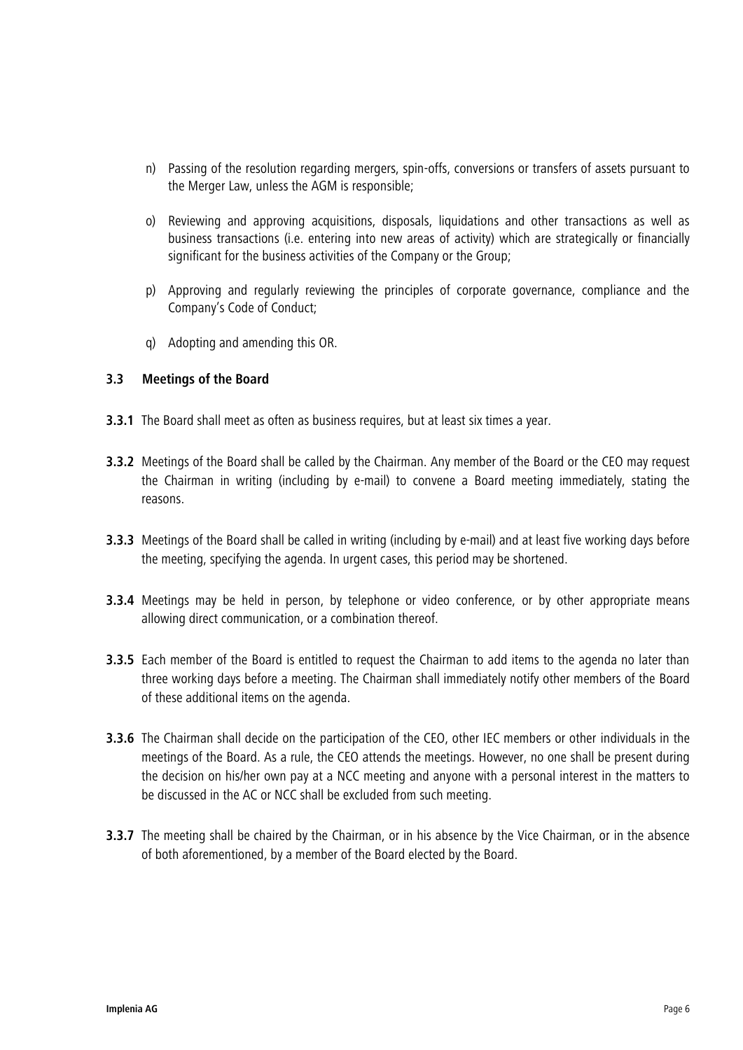n) Passing of the resolution regarding mergers, spin-offs, conversions or transfers of assets pursuant to the Merger Law, unless the AGM is responsible;

o) Reviewing and approving acquisitions, disposals, liquidations and other transactions as well as business transactions (i.e. entering into new areas of activity) which are strategically or financially significant for the business activities of the Company or the Group;

p) Approving and regularly reviewing the principles of corporate governance, compliance and the Company's Code of Conduct;

q) Adopting and amending this OR.

### 3.3 Meetings of the Board

**3.3.1** The Board shall meet as often as business requires, but at least six times a year.

**3.3.2** Meetings of the Board shall be called by the Chairman. Any member of the Board or the CEO may request the Chairman in writing (including by e-mail) to convene a Board meeting immediately, stating the reasons.

**3.3.3** Meetings of the Board shall be called in writing (including by e-mail) and at least five working days before the meeting, specifying the agenda. In urgent cases, this period may be shortened.

**3.3.4** Meetings may be held in person, by telephone or video conference, or by other appropriate means allowing direct communication, or a combination thereof.

**3.3.5** Each member of the Board is entitled to request the Chairman to add items to the agenda no later than three working days before a meeting. The Chairman shall immediately notify other members of the Board of these additional items on the agenda.

**3.3.6** The Chairman shall decide on the participation of the CEO, other IEC members or other individuals in the meetings of the Board. As a rule, the CEO attends the meetings. However, no one shall be present during the decision on his/her own pay at a NCC meeting and anyone with a personal interest in the matters to be discussed in the AC or NCC shall be excluded from such meeting.

**3.3.7** The meeting shall be chaired by the Chairman, or in his absence by the Vice Chairman, or in the absence of both aforementioned, by a member of the Board elected by the Board.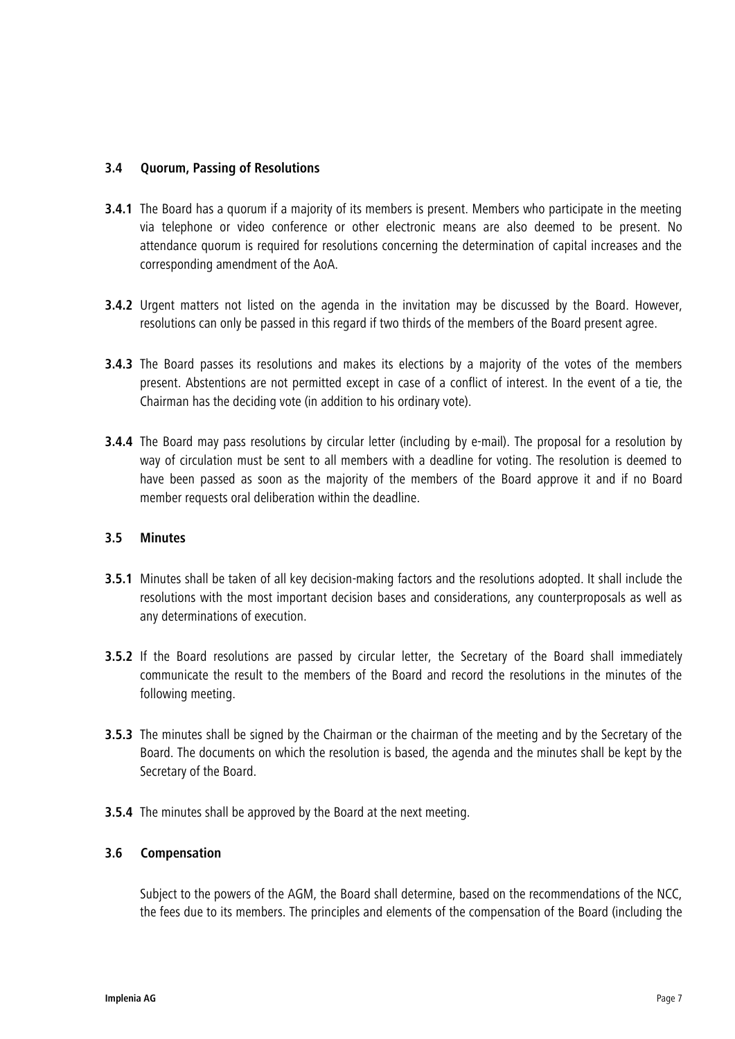### 3.4 Quorum, Passing of Resolutions

**3.4.1** The Board has a quorum if a majority of its members is present. Members who participate in the meeting via telephone or video conference or other electronic means are also deemed to be present. No attendance quorum is required for resolutions concerning the determination of capital increases and the corresponding amendment of the AoA.

**3.4.2** Urgent matters not listed on the agenda in the invitation may be discussed by the Board. However, resolutions can only be passed in this regard if two thirds of the members of the Board present agree.

**3.4.3** The Board passes its resolutions and makes its elections by a majority of the votes of the members present. Abstentions are not permitted except in case of a conflict of interest. In the event of a tie, the Chairman has the deciding vote (in addition to his ordinary vote).

**3.4.4** The Board may pass resolutions by circular letter (including by e-mail). The proposal for a resolution by way of circulation must be sent to all members with a deadline for voting. The resolution is deemed to have been passed as soon as the majority of the members of the Board approve it and if no Board member requests oral deliberation within the deadline.

### 3.5 Minutes

**3.5.1** Minutes shall be taken of all key decision-making factors and the resolutions adopted. It shall include the resolutions with the most important decision bases and considerations, any counterproposals as well as any determinations of execution.

**3.5.2** If the Board resolutions are passed by circular letter, the Secretary of the Board shall immediately communicate the result to the members of the Board and record the resolutions in the minutes of the following meeting.

**3.5.3** The minutes shall be signed by the Chairman or the chairman of the meeting and by the Secretary of the Board. The documents on which the resolution is based, the agenda and the minutes shall be kept by the Secretary of the Board.

**3.5.4** The minutes shall be approved by the Board at the next meeting.

### 3.6 Compensation

Subject to the powers of the AGM, the Board shall determine, based on the recommendations of the NCC, the fees due to its members. The principles and elements of the compensation of the Board (including the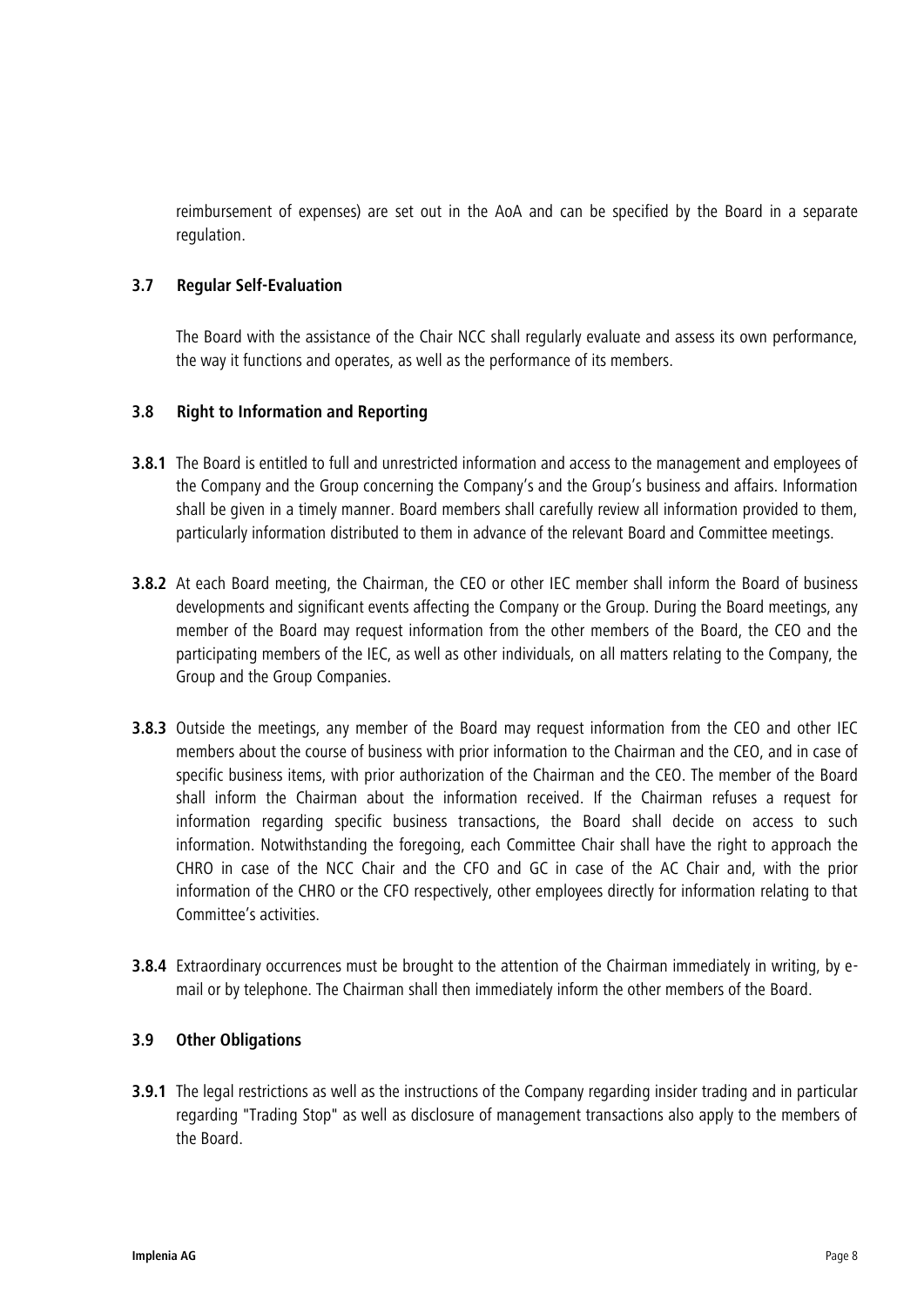reimbursement of expenses) are set out in the AoA and can be specified by the Board in a separate regulation.

### 3.7 Regular Self-Evaluation

The Board with the assistance of the Chair NCC shall regularly evaluate and assess its own performance, the way it functions and operates, as well as the performance of its members.

### 3.8 Right to Information and Reporting

**3.8.1** The Board is entitled to full and unrestricted information and access to the management and employees of the Company and the Group concerning the Company's and the Group's business and affairs. Information shall be given in a timely manner. Board members shall carefully review all information provided to them, particularly information distributed to them in advance of the relevant Board and Committee meetings.

**3.8.2** At each Board meeting, the Chairman, the CEO or other IEC member shall inform the Board of business developments and significant events affecting the Company or the Group. During the Board meetings, any member of the Board may request information from the other members of the Board, the CEO and the participating members of the IEC, as well as other individuals, on all matters relating to the Company, the Group and the Group Companies.

**3.8.3** Outside the meetings, any member of the Board may request information from the CEO and other IEC members about the course of business with prior information to the Chairman and the CEO, and in case of specific business items, with prior authorization of the Chairman and the CEO. The member of the Board shall inform the Chairman about the information received. If the Chairman refuses a request for information regarding specific business transactions, the Board shall decide on access to such information. Notwithstanding the foregoing, each Committee Chair shall have the right to approach the CHRO in case of the NCC Chair and the CFO and GC in case of the AC Chair and, with the prior information of the CHRO or the CFO respectively, other employees directly for information relating to that Committee's activities.

**3.8.4** Extraordinary occurrences must be brought to the attention of the Chairman immediately in writing, by e-mail or by telephone. The Chairman shall then immediately inform the other members of the Board.

### 3.9 Other Obligations

**3.9.1** The legal restrictions as well as the instructions of the Company regarding insider trading and in particular regarding "Trading Stop" as well as disclosure of management transactions also apply to the members of the Board.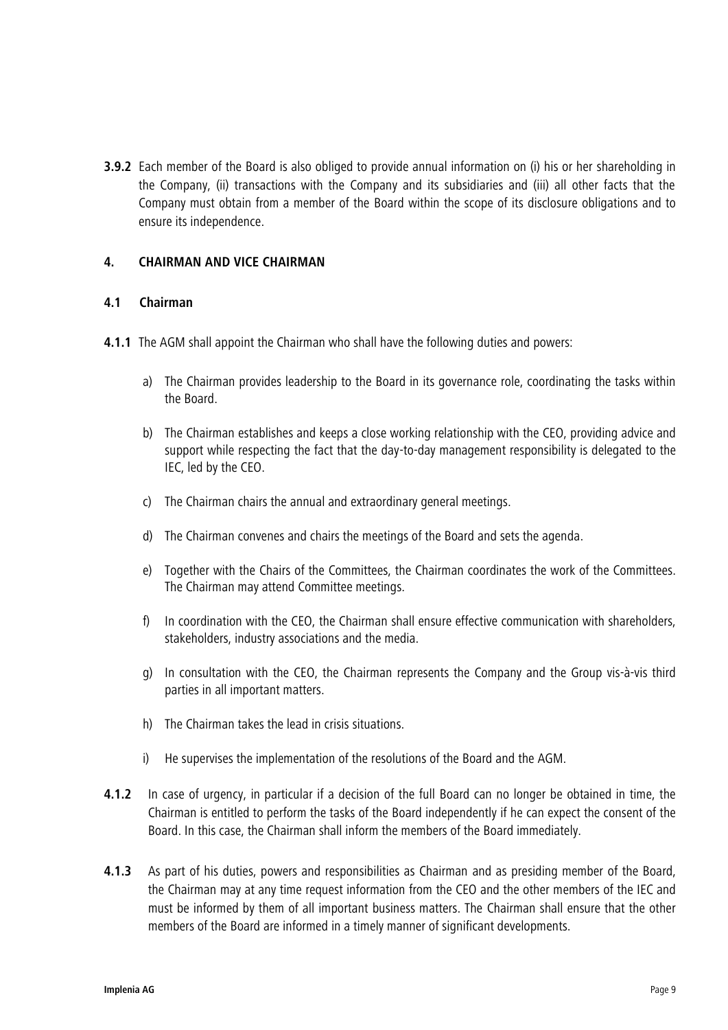**3.9.2** Each member of the Board is also obliged to provide annual information on (i) his or her shareholding in the Company, (ii) transactions with the Company and its subsidiaries and (iii) all other facts that the Company must obtain from a member of the Board within the scope of its disclosure obligations and to ensure its independence.

## 4. CHAIRMAN AND VICE CHAIRMAN

### 4.1 Chairman

**4.1.1** The AGM shall appoint the Chairman who shall have the following duties and powers:

a) The Chairman provides leadership to the Board in its governance role, coordinating the tasks within the Board.

b) The Chairman establishes and keeps a close working relationship with the CEO, providing advice and support while respecting the fact that the day-to-day management responsibility is delegated to the IEC, led by the CEO.

c) The Chairman chairs the annual and extraordinary general meetings.

d) The Chairman convenes and chairs the meetings of the Board and sets the agenda.

e) Together with the Chairs of the Committees, the Chairman coordinates the work of the Committees. The Chairman may attend Committee meetings.

f) In coordination with the CEO, the Chairman shall ensure effective communication with shareholders, stakeholders, industry associations and the media.

g) In consultation with the CEO, the Chairman represents the Company and the Group vis-à-vis third parties in all important matters.

h) The Chairman takes the lead in crisis situations.

i) He supervises the implementation of the resolutions of the Board and the AGM.

**4.1.2** In case of urgency, in particular if a decision of the full Board can no longer be obtained in time, the Chairman is entitled to perform the tasks of the Board independently if he can expect the consent of the Board. In this case, the Chairman shall inform the members of the Board immediately.

**4.1.3** As part of his duties, powers and responsibilities as Chairman and as presiding member of the Board, the Chairman may at any time request information from the CEO and the other members of the IEC and must be informed by them of all important business matters. The Chairman shall ensure that the other members of the Board are informed in a timely manner of significant developments.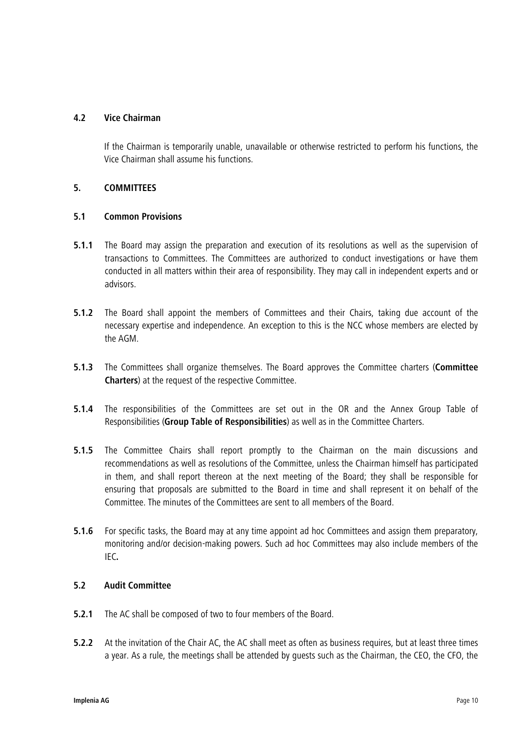### 4.2 Vice Chairman

If the Chairman is temporarily unable, unavailable or otherwise restricted to perform his functions, the Vice Chairman shall assume his functions.

## 5. COMMITTEES

### 5.1 Common Provisions

**5.1.1** The Board may assign the preparation and execution of its resolutions as well as the supervision of transactions to Committees. The Committees are authorized to conduct investigations or have them conducted in all matters within their area of responsibility. They may call in independent experts and or advisors.

**5.1.2** The Board shall appoint the members of Committees and their Chairs, taking due account of the necessary expertise and independence. An exception to this is the NCC whose members are elected by the AGM.

**5.1.3** The Committees shall organize themselves. The Board approves the Committee charters (**Committee Charters**) at the request of the respective Committee.

**5.1.4** The responsibilities of the Committees are set out in the OR and the Annex Group Table of Responsibilities (**Group Table of Responsibilities**) as well as in the Committee Charters.

**5.1.5** The Committee Chairs shall report promptly to the Chairman on the main discussions and recommendations as well as resolutions of the Committee, unless the Chairman himself has participated in them, and shall report thereon at the next meeting of the Board; they shall be responsible for ensuring that proposals are submitted to the Board in time and shall represent it on behalf of the Committee. The minutes of the Committees are sent to all members of the Board.

**5.1.6** For specific tasks, the Board may at any time appoint ad hoc Committees and assign them preparatory, monitoring and/or decision-making powers. Such ad hoc Committees may also include members of the IEC**.**

### 5.2 Audit Committee

**5.2.1** The AC shall be composed of two to four members of the Board.

**5.2.2** At the invitation of the Chair AC, the AC shall meet as often as business requires, but at least three times a year. As a rule, the meetings shall be attended by guests such as the Chairman, the CEO, the CFO, the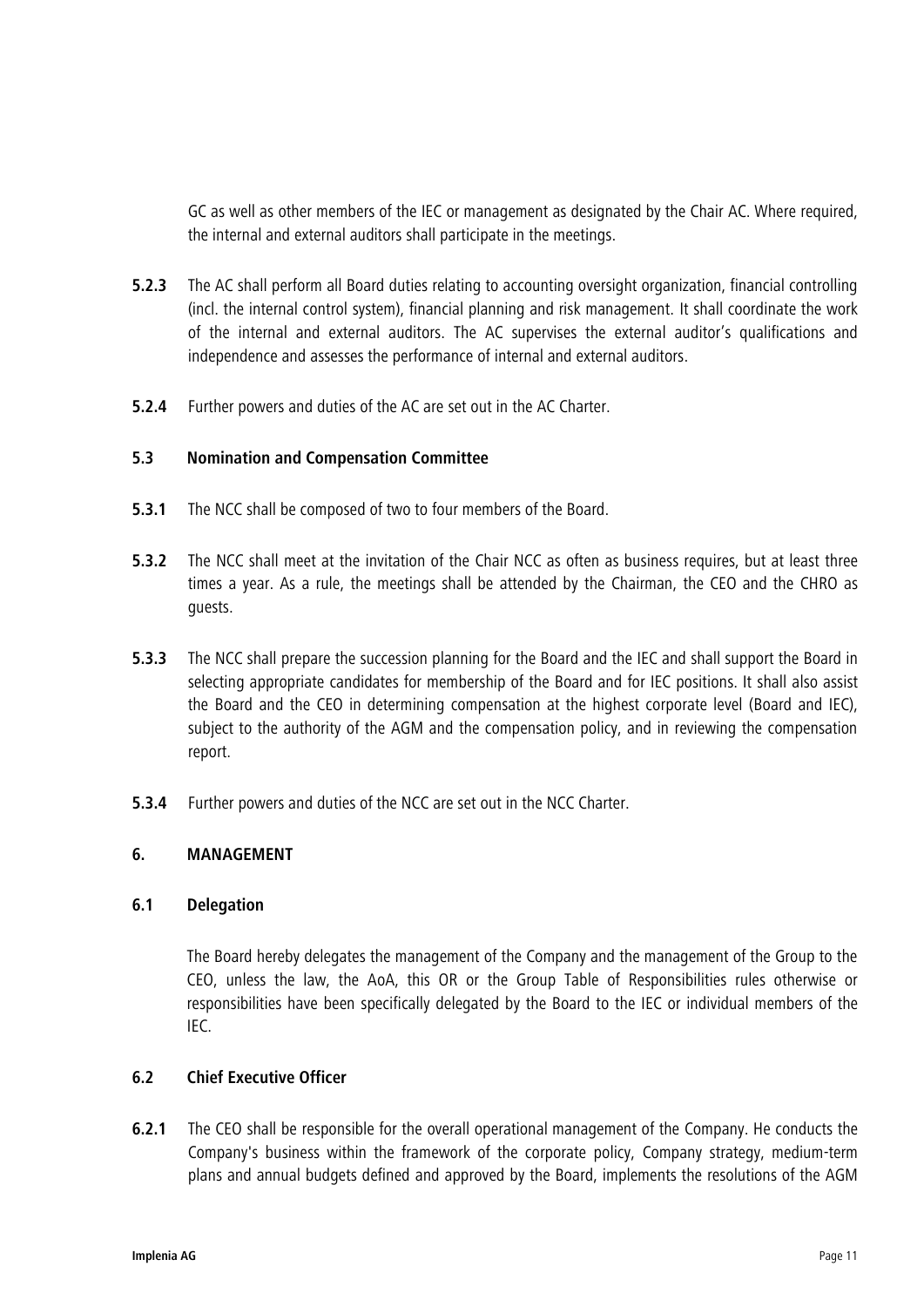GC as well as other members of the IEC or management as designated by the Chair AC. Where required, the internal and external auditors shall participate in the meetings.

**5.2.3** The AC shall perform all Board duties relating to accounting oversight organization, financial controlling (incl. the internal control system), financial planning and risk management. It shall coordinate the work of the internal and external auditors. The AC supervises the external auditor's qualifications and independence and assesses the performance of internal and external auditors.

**5.2.4** Further powers and duties of the AC are set out in the AC Charter.

### 5.3 Nomination and Compensation Committee

**5.3.1** The NCC shall be composed of two to four members of the Board.

**5.3.2** The NCC shall meet at the invitation of the Chair NCC as often as business requires, but at least three times a year. As a rule, the meetings shall be attended by the Chairman, the CEO and the CHRO as guests.

**5.3.3** The NCC shall prepare the succession planning for the Board and the IEC and shall support the Board in selecting appropriate candidates for membership of the Board and for IEC positions. It shall also assist the Board and the CEO in determining compensation at the highest corporate level (Board and IEC), subject to the authority of the AGM and the compensation policy, and in reviewing the compensation report.

**5.3.4** Further powers and duties of the NCC are set out in the NCC Charter.

## 6. MANAGEMENT

### 6.1 Delegation

The Board hereby delegates the management of the Company and the management of the Group to the CEO, unless the law, the AoA, this OR or the Group Table of Responsibilities rules otherwise or responsibilities have been specifically delegated by the Board to the IEC or individual members of the IEC.

### 6.2 Chief Executive Officer

**6.2.1** The CEO shall be responsible for the overall operational management of the Company. He conducts the Company's business within the framework of the corporate policy, Company strategy, medium-term plans and annual budgets defined and approved by the Board, implements the resolutions of the AGM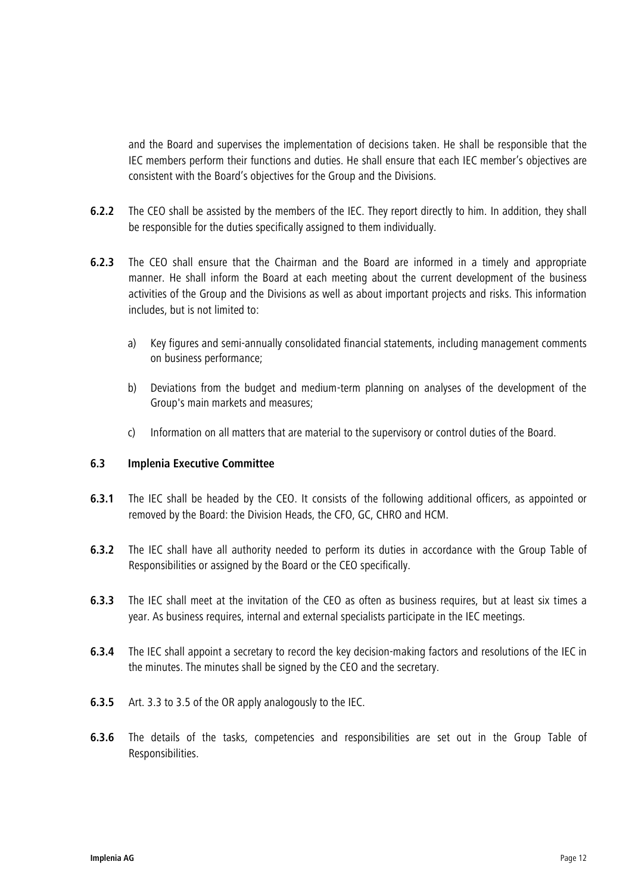and the Board and supervises the implementation of decisions taken. He shall be responsible that the IEC members perform their functions and duties. He shall ensure that each IEC member's objectives are consistent with the Board's objectives for the Group and the Divisions.

**6.2.2** The CEO shall be assisted by the members of the IEC. They report directly to him. In addition, they shall be responsible for the duties specifically assigned to them individually.

**6.2.3** The CEO shall ensure that the Chairman and the Board are informed in a timely and appropriate manner. He shall inform the Board at each meeting about the current development of the business activities of the Group and the Divisions as well as about important projects and risks. This information includes, but is not limited to:

a) Key figures and semi-annually consolidated financial statements, including management comments on business performance;

b) Deviations from the budget and medium-term planning on analyses of the development of the Group's main markets and measures;

c) Information on all matters that are material to the supervisory or control duties of the Board.

### 6.3 Implenia Executive Committee

**6.3.1** The IEC shall be headed by the CEO. It consists of the following additional officers, as appointed or removed by the Board: the Division Heads, the CFO, GC, CHRO and HCM.

**6.3.2** The IEC shall have all authority needed to perform its duties in accordance with the Group Table of Responsibilities or assigned by the Board or the CEO specifically.

**6.3.3** The IEC shall meet at the invitation of the CEO as often as business requires, but at least six times a year. As business requires, internal and external specialists participate in the IEC meetings.

**6.3.4** The IEC shall appoint a secretary to record the key decision-making factors and resolutions of the IEC in the minutes. The minutes shall be signed by the CEO and the secretary.

**6.3.5** Art. 3.3 to 3.5 of the OR apply analogously to the IEC.

**6.3.6** The details of the tasks, competencies and responsibilities are set out in the Group Table of Responsibilities.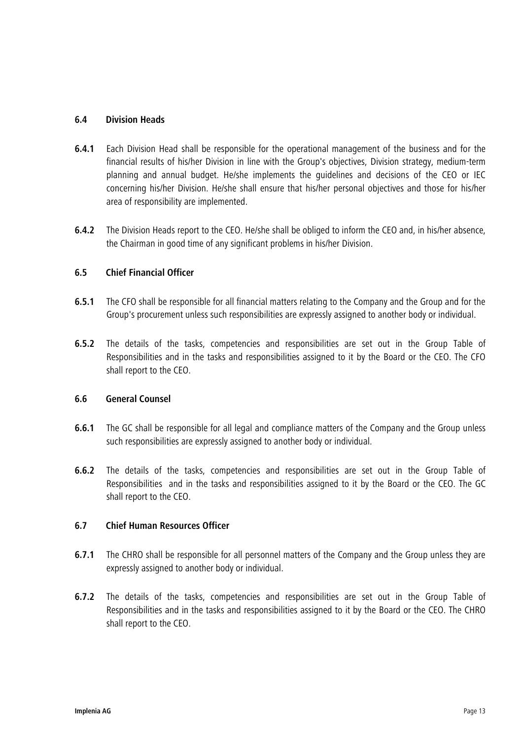### 6.4 Division Heads

**6.4.1** Each Division Head shall be responsible for the operational management of the business and for the financial results of his/her Division in line with the Group's objectives, Division strategy, medium-term planning and annual budget. He/she implements the guidelines and decisions of the CEO or IEC concerning his/her Division. He/she shall ensure that his/her personal objectives and those for his/her area of responsibility are implemented.

**6.4.2** The Division Heads report to the CEO. He/she shall be obliged to inform the CEO and, in his/her absence, the Chairman in good time of any significant problems in his/her Division.

### 6.5 Chief Financial Officer

**6.5.1** The CFO shall be responsible for all financial matters relating to the Company and the Group and for the Group's procurement unless such responsibilities are expressly assigned to another body or individual.

**6.5.2** The details of the tasks, competencies and responsibilities are set out in the Group Table of Responsibilities and in the tasks and responsibilities assigned to it by the Board or the CEO. The CFO shall report to the CEO.

### 6.6 General Counsel

**6.6.1** The GC shall be responsible for all legal and compliance matters of the Company and the Group unless such responsibilities are expressly assigned to another body or individual.

**6.6.2** The details of the tasks, competencies and responsibilities are set out in the Group Table of Responsibilities and in the tasks and responsibilities assigned to it by the Board or the CEO. The GC shall report to the CEO.

### 6.7 Chief Human Resources Officer

**6.7.1** The CHRO shall be responsible for all personnel matters of the Company and the Group unless they are expressly assigned to another body or individual.

**6.7.2** The details of the tasks, competencies and responsibilities are set out in the Group Table of Responsibilities and in the tasks and responsibilities assigned to it by the Board or the CEO. The CHRO shall report to the CEO.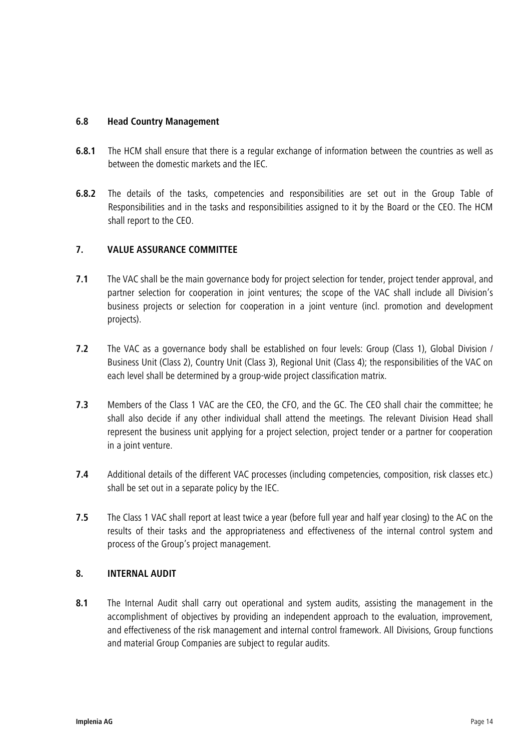### 6.8 Head Country Management

**6.8.1** The HCM shall ensure that there is a regular exchange of information between the countries as well as between the domestic markets and the IEC.

**6.8.2** The details of the tasks, competencies and responsibilities are set out in the Group Table of Responsibilities and in the tasks and responsibilities assigned to it by the Board or the CEO. The HCM shall report to the CEO.

## 7. VALUE ASSURANCE COMMITTEE

**7.1** The VAC shall be the main governance body for project selection for tender, project tender approval, and partner selection for cooperation in joint ventures; the scope of the VAC shall include all Division's business projects or selection for cooperation in a joint venture (incl. promotion and development projects).

**7.2** The VAC as a governance body shall be established on four levels: Group (Class 1), Global Division / Business Unit (Class 2), Country Unit (Class 3), Regional Unit (Class 4); the responsibilities of the VAC on each level shall be determined by a group-wide project classification matrix.

**7.3** Members of the Class 1 VAC are the CEO, the CFO, and the GC. The CEO shall chair the committee; he shall also decide if any other individual shall attend the meetings. The relevant Division Head shall represent the business unit applying for a project selection, project tender or a partner for cooperation in a joint venture.

**7.4** Additional details of the different VAC processes (including competencies, composition, risk classes etc.) shall be set out in a separate policy by the IEC.

**7.5** The Class 1 VAC shall report at least twice a year (before full year and half year closing) to the AC on the results of their tasks and the appropriateness and effectiveness of the internal control system and process of the Group's project management.

## 8. INTERNAL AUDIT

**8.1** The Internal Audit shall carry out operational and system audits, assisting the management in the accomplishment of objectives by providing an independent approach to the evaluation, improvement, and effectiveness of the risk management and internal control framework. All Divisions, Group functions and material Group Companies are subject to regular audits.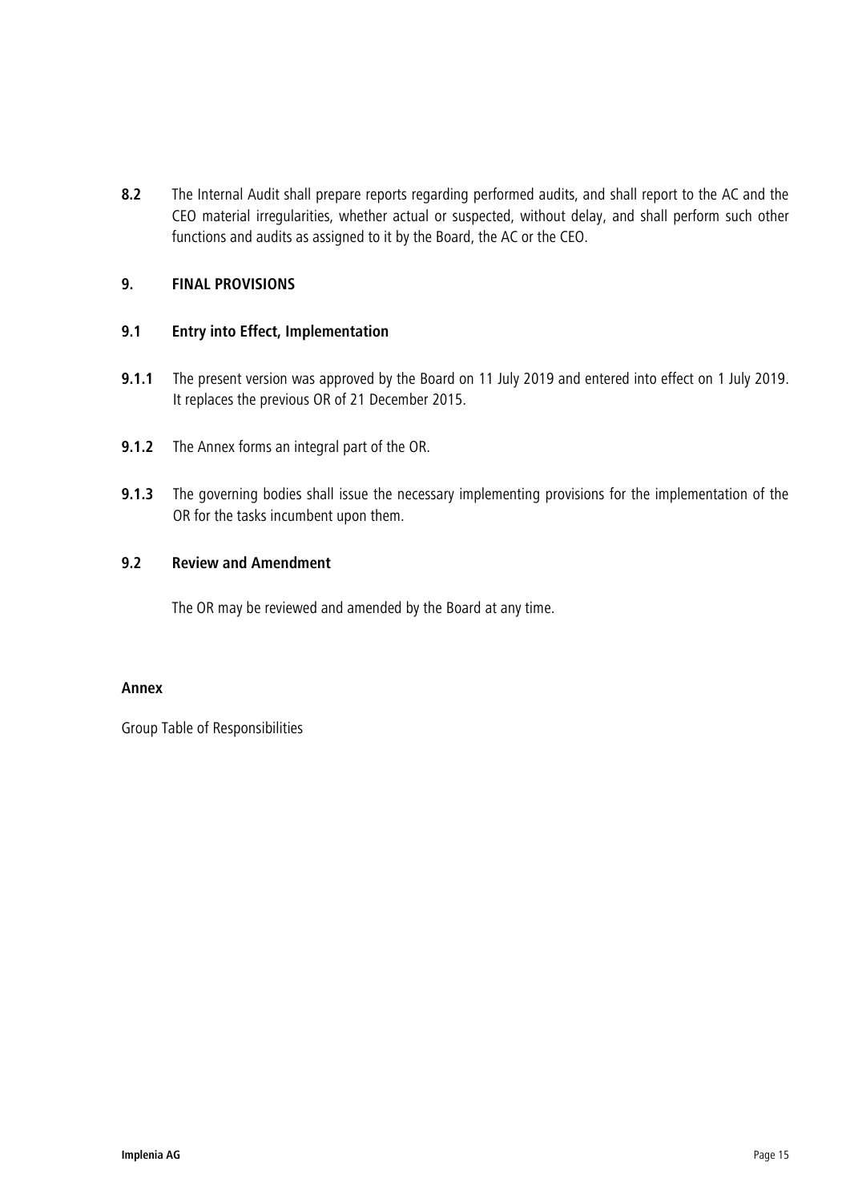**8.2** The Internal Audit shall prepare reports regarding performed audits, and shall report to the AC and the CEO material irregularities, whether actual or suspected, without delay, and shall perform such other functions and audits as assigned to it by the Board, the AC or the CEO.

## 9. FINAL PROVISIONS

### 9.1 Entry into Effect, Implementation

**9.1.1** The present version was approved by the Board on 11 July 2019 and entered into effect on 1 July 2019. It replaces the previous OR of 21 December 2015.

**9.1.2** The Annex forms an integral part of the OR.

**9.1.3** The governing bodies shall issue the necessary implementing provisions for the implementation of the OR for the tasks incumbent upon them.

### 9.2 Review and Amendment

The OR may be reviewed and amended by the Board at any time.

**Annex**

Group Table of Responsibilities